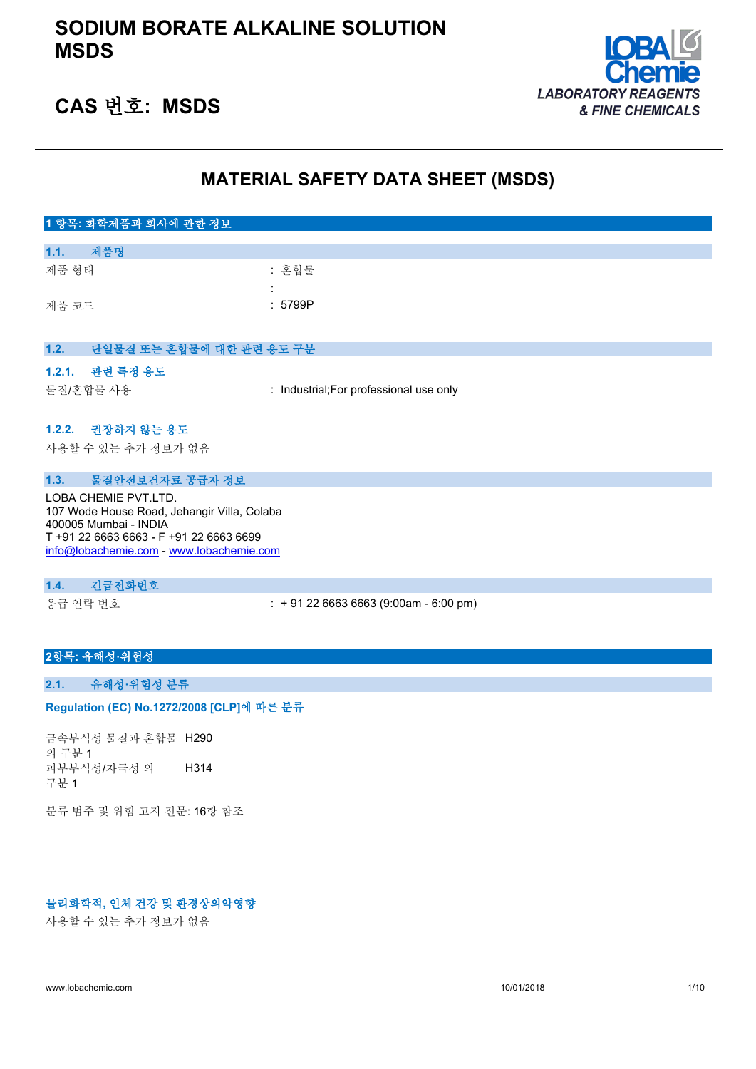# SODIUM BORATE ALKALINE SOLUTION MSDS

## CAS 번호: MSDS

LOBA Chemie
LABORATORY REAGENTS & FINE CHEMICALS

# MATERIAL SAFETY DATA SHEET (MSDS)

## 1 항목: 화학제품과 회사에 관한 정보

### 1.1. 제품명

| | |
|---|---|
| 제품 형태 | : 혼합물 |
| | : |
| 제품 코드 | : 5799P |

### 1.2. 단일물질 또는 혼합물에 대한 관련 용도 구분

#### 1.2.1. 관련 특정 용도

| | |
|---|---|
| 물질/혼합물 사용 | : Industrial;For professional use only |

#### 1.2.2. 권장하지 않는 용도

사용할 수 있는 추가 정보가 없음

### 1.3. 물질안전보건자료 공급자 정보

LOBA CHEMIE PVT.LTD.
107 Wode House Road, Jehangir Villa, Colaba
400005 Mumbai - INDIA
T +91 22 6663 6663 - F +91 22 6663 6699
info@lobachemie.com - www.lobachemie.com

### 1.4. 긴급전화번호

| | |
|---|---|
| 응급 연락 번호 | : + 91 22 6663 6663 (9:00am - 6:00 pm) |

## 2항목: 유해성·위험성

### 2.1. 유해성·위험성 분류

**Regulation (EC) No.1272/2008 [CLP]에 따른 분류**

| | |
|---|---|
| 금속부식성 물질과 혼합물의 구분 1 | H290 |
| 피부부식성/자극성 의 구분 1 | H314 |

분류 범주 및 위험 고지 전문: 16항 참조

**물리화학적, 인체 건강 및 환경상의악영향**

사용할 수 있는 추가 정보가 없음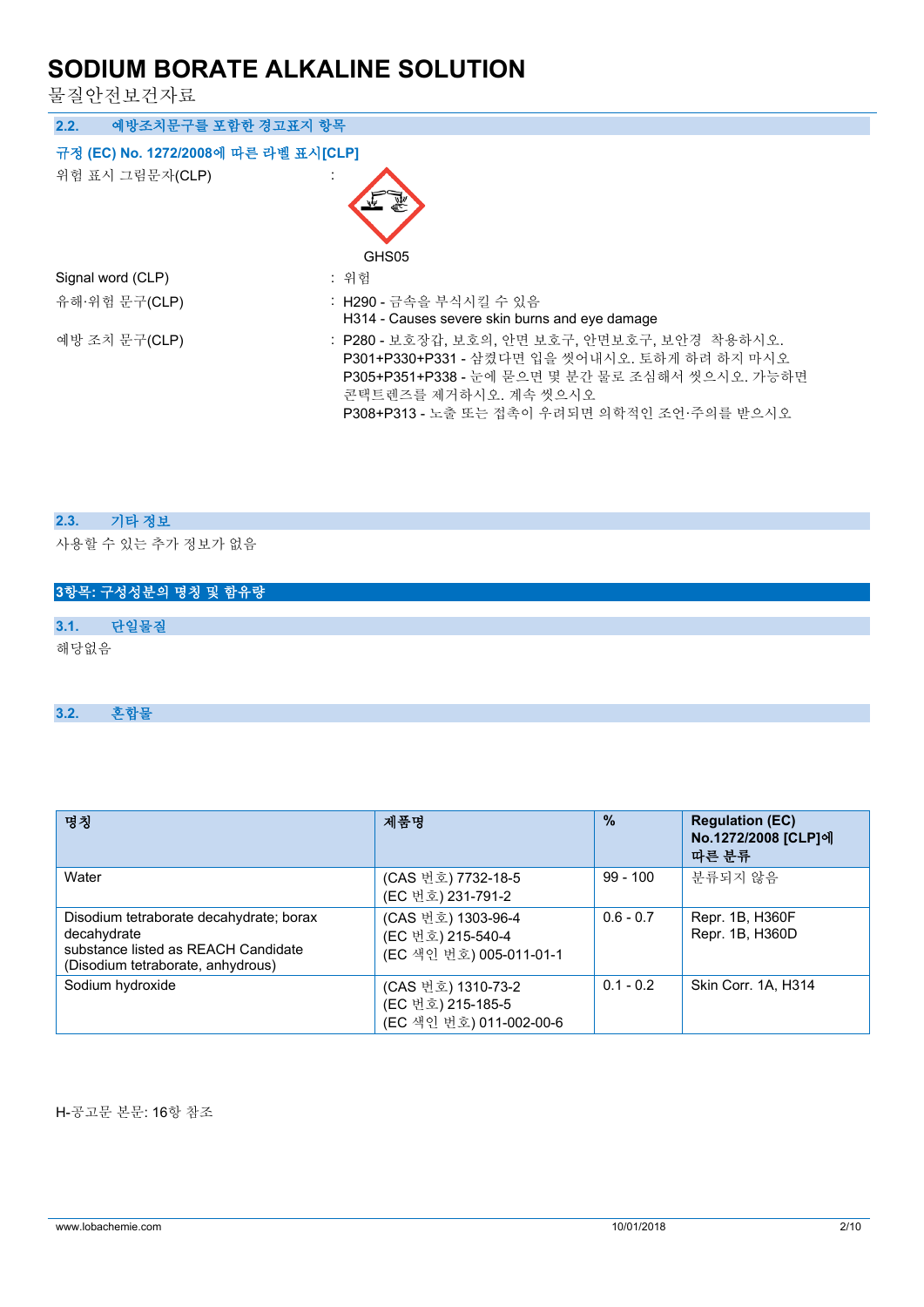### 2.2. 예방조치문구를 포함한 경고표지 항목

**규정 (EC) No. 1272/2008에 따른 라벨 표시[CLP]**

위험 표시 그림문자(CLP) :

GHS05

Signal word (CLP) : 위험

유해·위험 문구(CLP) : H290 - 금속을 부식시킬 수 있음
H314 - Causes severe skin burns and eye damage

예방 조치 문구(CLP) : P280 - 보호장갑, 보호의, 안면 보호구, 안면보호구, 보안경 착용하시오.
P301+P330+P331 - 삼켰다면 입을 씻어내시오. 토하게 하려 하지 마시오
P305+P351+P338 - 눈에 묻으면 몇 분간 물로 조심해서 씻으시오. 가능하면 콘택트렌즈를 제거하시오. 계속 씻으시오
P308+P313 - 노출 또는 접촉이 우려되면 의학적인 조언·주의를 받으시오

### 2.3. 기타 정보

사용할 수 있는 추가 정보가 없음

## 3항목: 구성성분의 명칭 및 함유량

### 3.1. 단일물질

해당없음

### 3.2. 혼합물

| 명칭 | 제품명 | % | Regulation (EC) No.1272/2008 [CLP]에 따른 분류 |
|---|---|---|---|
| Water | (CAS 번호) 7732-18-5<br>(EC 번호) 231-791-2 | 99 - 100 | 분류되지 않음 |
| Disodium tetraborate decahydrate; borax decahydrate<br>substance listed as REACH Candidate (Disodium tetraborate, anhydrous) | (CAS 번호) 1303-96-4<br>(EC 번호) 215-540-4<br>(EC 색인 번호) 005-011-01-1 | 0.6 - 0.7 | Repr. 1B, H360F<br>Repr. 1B, H360D |
| Sodium hydroxide | (CAS 번호) 1310-73-2<br>(EC 번호) 215-185-5<br>(EC 색인 번호) 011-002-00-6 | 0.1 - 0.2 | Skin Corr. 1A, H314 |

H-공고문 본문: 16항 참조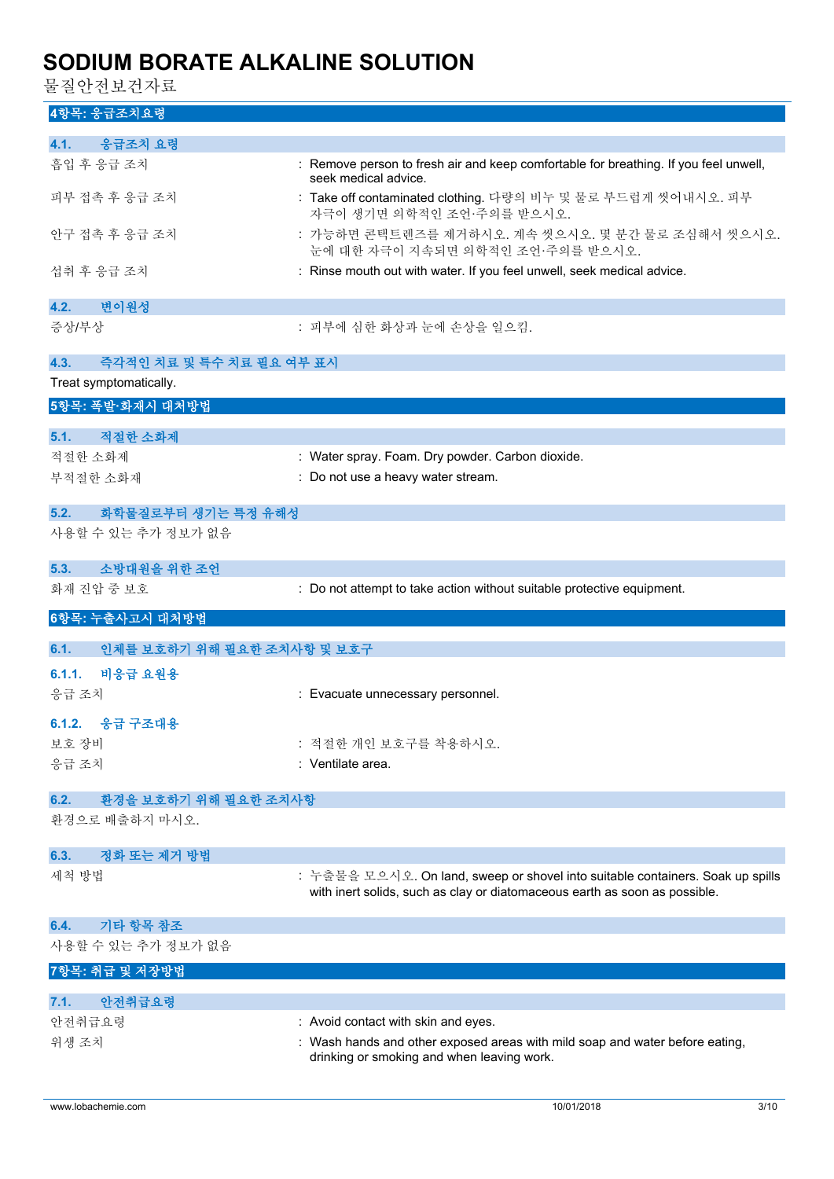## 4항목: 응급조치요령

### 4.1. 응급조치 요령

| | |
|---|---|
| 흡입 후 응급 조치 | : Remove person to fresh air and keep comfortable for breathing. If you feel unwell, seek medical advice. |
| 피부 접촉 후 응급 조치 | : Take off contaminated clothing. 다량의 비누 및 물로 부드럽게 씻어내시오. 피부 자극이 생기면 의학적인 조언·주의를 받으시오. |
| 안구 접촉 후 응급 조치 | : 가능하면 콘택트렌즈를 제거하시오. 계속 씻으시오. 몇 분간 물로 조심해서 씻으시오. 눈에 대한 자극이 지속되면 의학적인 조언·주의를 받으시오. |
| 섭취 후 응급 조치 | : Rinse mouth out with water. If you feel unwell, seek medical advice. |

### 4.2. 변이원성

| | |
|---|---|
| 증상/부상 | : 피부에 심한 화상과 눈에 손상을 일으킴. |

### 4.3. 즉각적인 치료 및 특수 치료 필요 여부 표시

Treat symptomatically.

## 5항목: 폭발·화재시 대처방법

### 5.1. 적절한 소화제

| | |
|---|---|
| 적절한 소화제 | : Water spray. Foam. Dry powder. Carbon dioxide. |
| 부적절한 소화제 | : Do not use a heavy water stream. |

### 5.2. 화학물질로부터 생기는 특정 유해성

사용할 수 있는 추가 정보가 없음

### 5.3. 소방대원을 위한 조언

| | |
|---|---|
| 화재 진압 중 보호 | : Do not attempt to take action without suitable protective equipment. |

## 6항목: 누출사고시 대처방법

### 6.1. 인체를 보호하기 위해 필요한 조치사항 및 보호구

#### 6.1.1. 비응급 요원용

| | |
|---|---|
| 응급 조치 | : Evacuate unnecessary personnel. |

#### 6.1.2. 응급 구조대용

| | |
|---|---|
| 보호 장비 | : 적절한 개인 보호구를 착용하시오. |
| 응급 조치 | : Ventilate area. |

### 6.2. 환경을 보호하기 위해 필요한 조치사항

환경으로 배출하지 마시오.

### 6.3. 정화 또는 제거 방법

| | |
|---|---|
| 세척 방법 | : 누출물을 모으시오. On land, sweep or shovel into suitable containers. Soak up spills with inert solids, such as clay or diatomaceous earth as soon as possible. |

### 6.4. 기타 항목 참조

사용할 수 있는 추가 정보가 없음

## 7항목: 취급 및 저장방법

### 7.1. 안전취급요령

| | |
|---|---|
| 안전취급요령 | : Avoid contact with skin and eyes. |
| 위생 조치 | : Wash hands and other exposed areas with mild soap and water before eating, drinking or smoking and when leaving work. |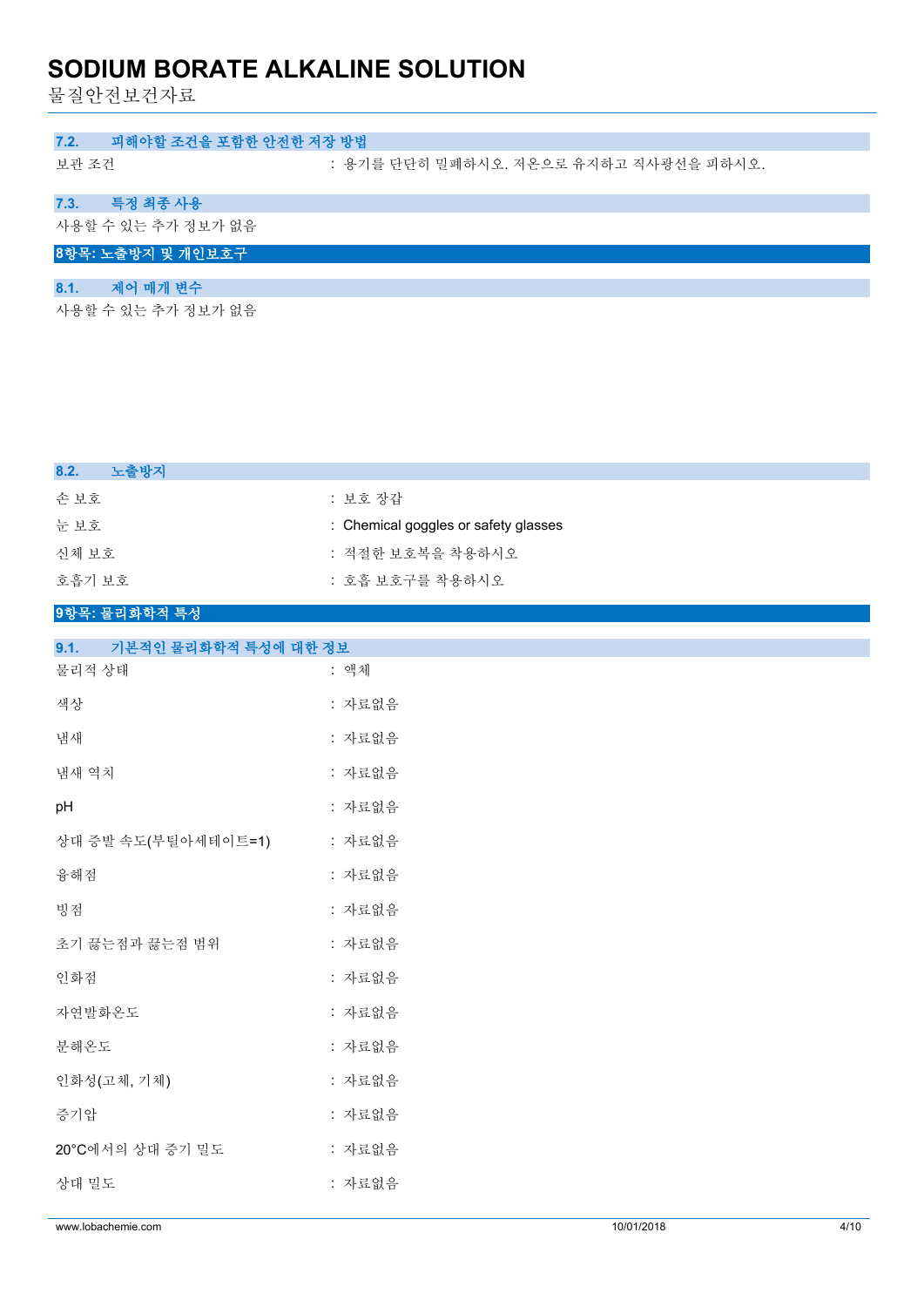### 7.2. 피해야할 조건을 포함한 안전한 저장 방법

보관 조건 : 용기를 단단히 밀폐하시오. 저온으로 유지하고 직사광선을 피하시오.

### 7.3. 특정 최종 사용

사용할 수 있는 추가 정보가 없음

## 8항목: 노출방지 및 개인보호구

### 8.1. 제어 매개 변수

사용할 수 있는 추가 정보가 없음

### 8.2. 노출방지

손 보호 : 보호 장갑

눈 보호 : Chemical goggles or safety glasses

신체 보호 : 적절한 보호복을 착용하시오

호흡기 보호 : 호흡 보호구를 착용하시오

## 9항목: 물리화학적 특성

### 9.1. 기본적인 물리화학적 특성에 대한 정보

물리적 상태 : 액체

색상 : 자료없음

냄새 : 자료없음

냄새 역치 : 자료없음

pH : 자료없음

상대 증발 속도(부틸아세테이트=1) : 자료없음

융해점 : 자료없음

빙점 : 자료없음

초기 끓는점과 끓는점 범위 : 자료없음

인화점 : 자료없음

자연발화온도 : 자료없음

분해온도 : 자료없음

인화성(고체, 기체) : 자료없음

증기압 : 자료없음

20°C에서의 상대 증기 밀도 : 자료없음

상대 밀도 : 자료없음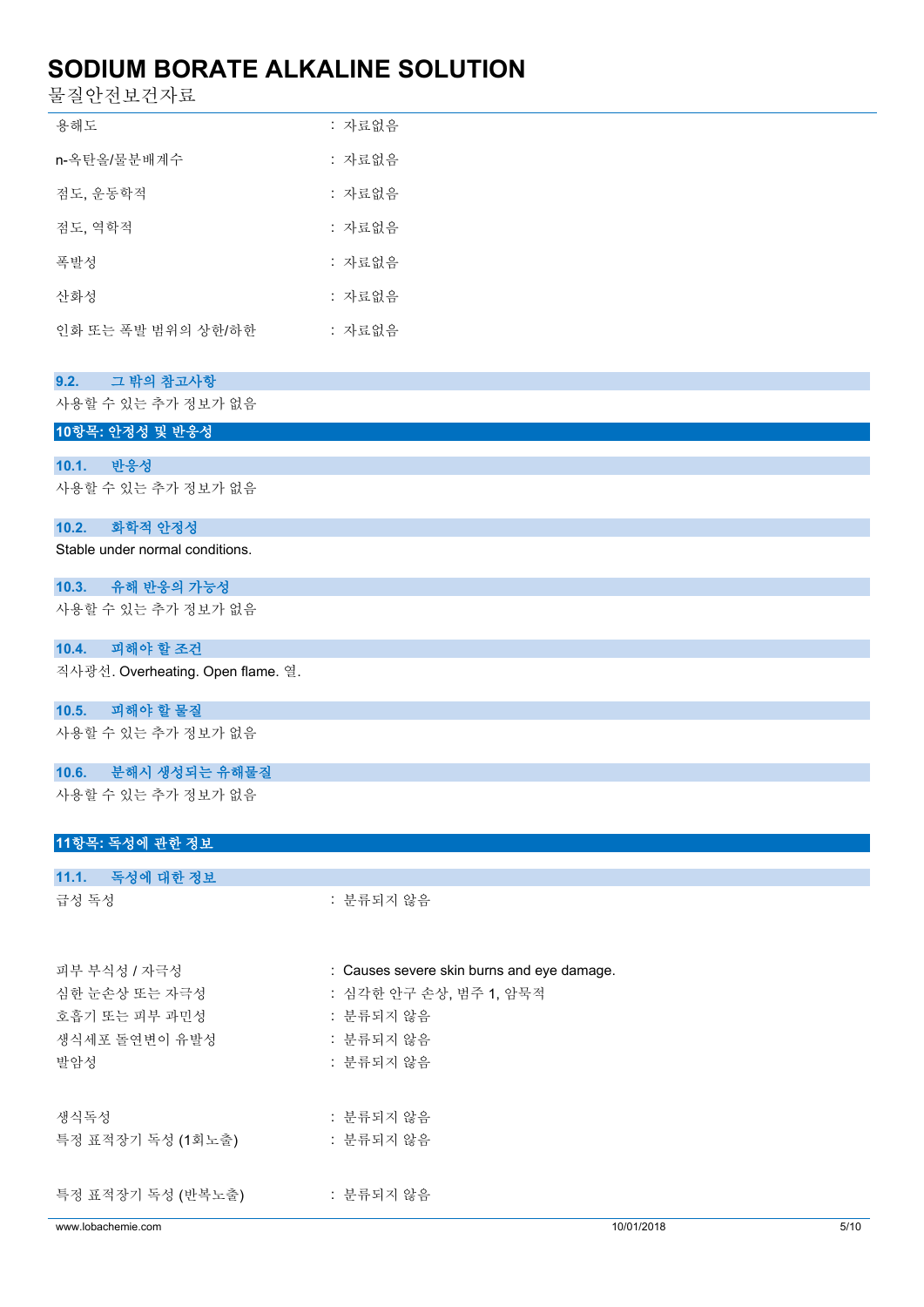| | |
|---|---|
| 용해도 | : 자료없음 |
| n-옥탄올/물분배계수 | : 자료없음 |
| 점도, 운동학적 | : 자료없음 |
| 점도, 역학적 | : 자료없음 |
| 폭발성 | : 자료없음 |
| 산화성 | : 자료없음 |
| 인화 또는 폭발 범위의 상한/하한 | : 자료없음 |

### 9.2. 그 밖의 참고사항

사용할 수 있는 추가 정보가 없음

## 10항목: 안정성 및 반응성

### 10.1. 반응성

사용할 수 있는 추가 정보가 없음

### 10.2. 화학적 안정성

Stable under normal conditions.

### 10.3. 유해 반응의 가능성

사용할 수 있는 추가 정보가 없음

### 10.4. 피해야 할 조건

직사광선. Overheating. Open flame. 열.

### 10.5. 피해야 할 물질

사용할 수 있는 추가 정보가 없음

### 10.6. 분해시 생성되는 유해물질

사용할 수 있는 추가 정보가 없음

## 11항목: 독성에 관한 정보

### 11.1. 독성에 대한 정보

| | |
|---|---|
| 급성 독성 | : 분류되지 않음 |
| 피부 부식성 / 자극성 | : Causes severe skin burns and eye damage. |
| 심한 눈손상 또는 자극성 | : 심각한 안구 손상, 범주 1, 암묵적 |
| 호흡기 또는 피부 과민성 | : 분류되지 않음 |
| 생식세포 돌연변이 유발성 | : 분류되지 않음 |
| 발암성 | : 분류되지 않음 |
| 생식독성 | : 분류되지 않음 |
| 특정 표적장기 독성 (1회노출) | : 분류되지 않음 |
| 특정 표적장기 독성 (반복노출) | : 분류되지 않음 |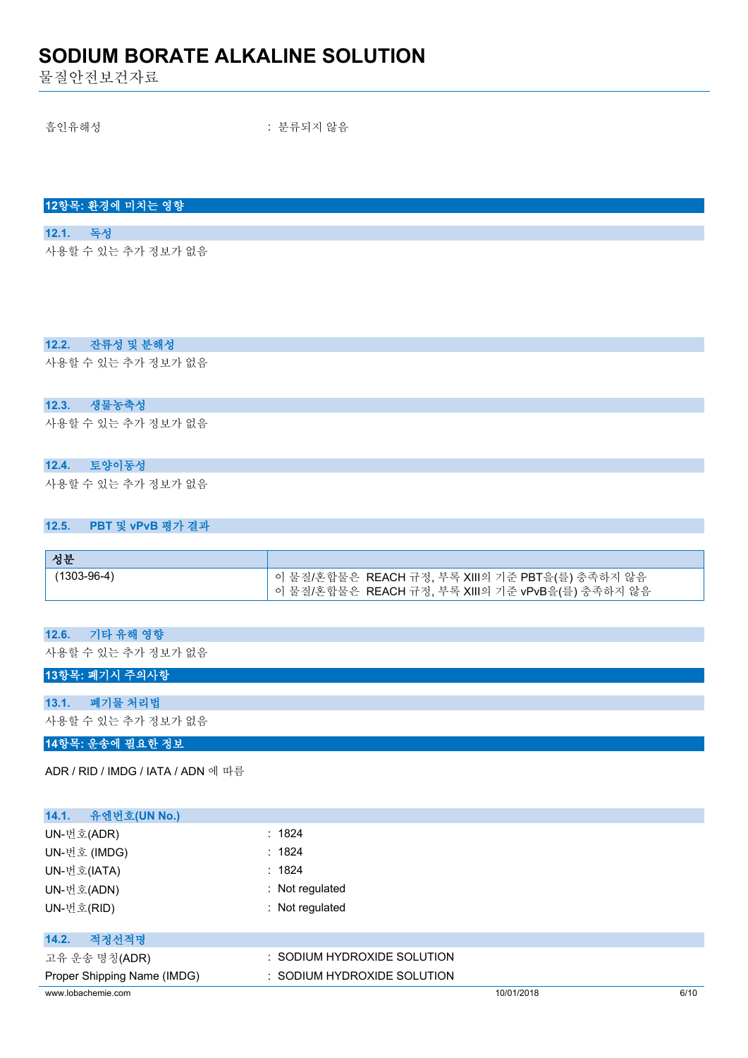흡인유해성 : 분류되지 않음

## 12항목: 환경에 미치는 영향

### 12.1. 독성

사용할 수 있는 추가 정보가 없음

### 12.2. 잔류성 및 분해성

사용할 수 있는 추가 정보가 없음

### 12.3. 생물농축성

사용할 수 있는 추가 정보가 없음

### 12.4. 토양이동성

사용할 수 있는 추가 정보가 없음

### 12.5. PBT 및 vPvB 평가 결과

| 성분 | |
|---|---|
| (1303-96-4) | 이 물질/혼합물은 REACH 규정, 부록 XIII의 기준 PBT을(를) 충족하지 않음<br>이 물질/혼합물은 REACH 규정, 부록 XIII의 기준 vPvB을(를) 충족하지 않음 |

### 12.6. 기타 유해 영향

사용할 수 있는 추가 정보가 없음

## 13항목: 폐기시 주의사항

### 13.1. 폐기물 처리법

사용할 수 있는 추가 정보가 없음

## 14항목: 운송에 필요한 정보

ADR / RID / IMDG / IATA / ADN 에 따름

### 14.1. 유엔번호(UN No.)

UN-번호(ADR) : 1824

UN-번호 (IMDG) : 1824

UN-번호(IATA) : 1824

UN-번호(ADN) : Not regulated

UN-번호(RID) : Not regulated

### 14.2. 적정선적명

고유 운송 명칭(ADR) : SODIUM HYDROXIDE SOLUTION

Proper Shipping Name (IMDG) : SODIUM HYDROXIDE SOLUTION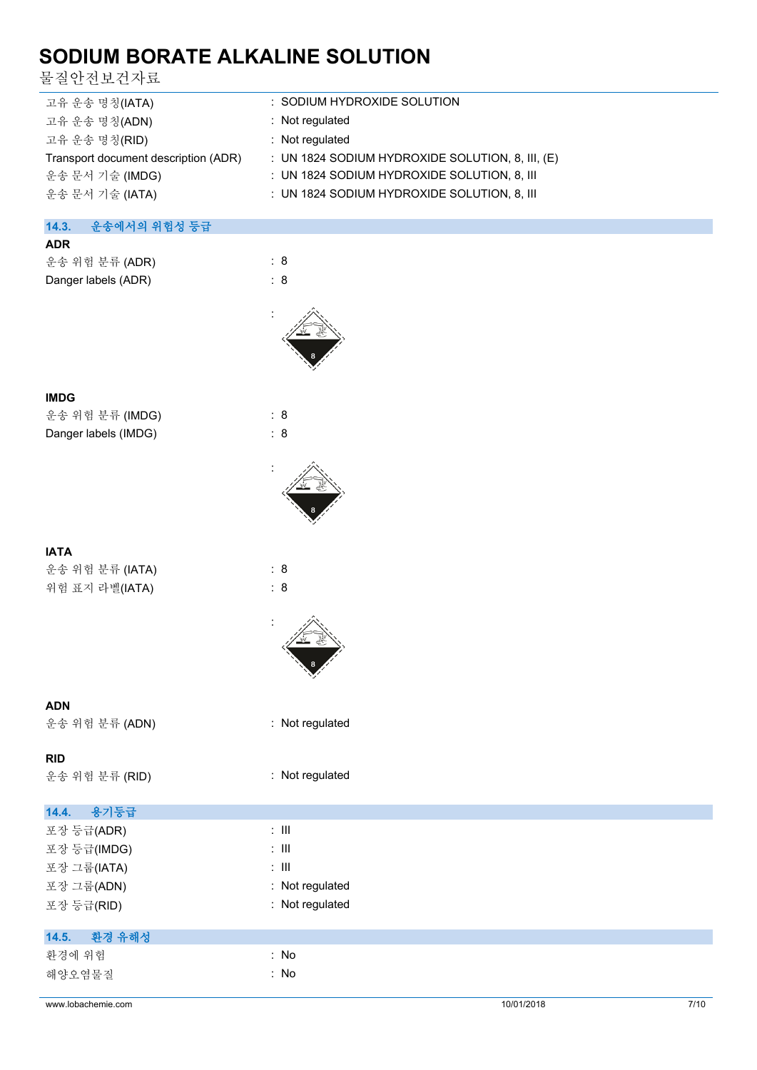| | |
|---|---|
| 고유 운송 명칭(IATA) | : SODIUM HYDROXIDE SOLUTION |
| 고유 운송 명칭(ADN) | : Not regulated |
| 고유 운송 명칭(RID) | : Not regulated |
| Transport document description (ADR) | : UN 1824 SODIUM HYDROXIDE SOLUTION, 8, III, (E) |
| 운송 문서 기술 (IMDG) | : UN 1824 SODIUM HYDROXIDE SOLUTION, 8, III |
| 운송 문서 기술 (IATA) | : UN 1824 SODIUM HYDROXIDE SOLUTION, 8, III |

## 14.3. 운송에서의 위험성 등급

**ADR**

| | |
|---|---|
| 운송 위험 분류 (ADR) | : 8 |
| Danger labels (ADR) | : 8 |

**IMDG**

| | |
|---|---|
| 운송 위험 분류 (IMDG) | : 8 |
| Danger labels (IMDG) | : 8 |

**IATA**

| | |
|---|---|
| 운송 위험 분류 (IATA) | : 8 |
| 위험 표지 라벨(IATA) | : 8 |

**ADN**

| | |
|---|---|
| 운송 위험 분류 (ADN) | : Not regulated |

**RID**

| | |
|---|---|
| 운송 위험 분류 (RID) | : Not regulated |

## 14.4. 용기등급

| | |
|---|---|
| 포장 등급(ADR) | : III |
| 포장 등급(IMDG) | : III |
| 포장 그룹(IATA) | : III |
| 포장 그룹(ADN) | : Not regulated |
| 포장 등급(RID) | : Not regulated |

## 14.5. 환경 유해성

| | |
|---|---|
| 환경에 위험 | : No |
| 해양오염물질 | : No |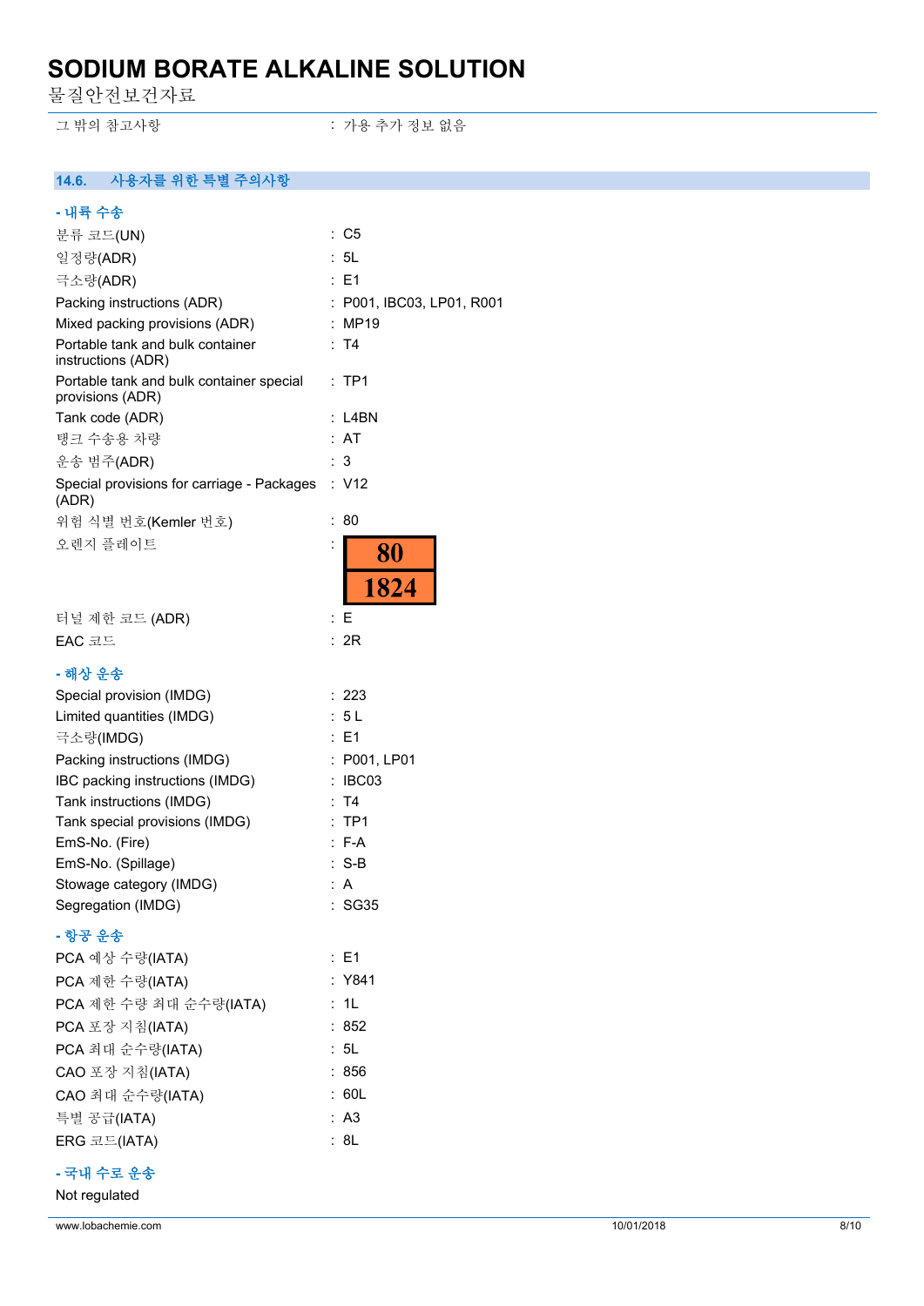그 밖의 참고사항 : 가용 추가 정보 없음

### 14.6. 사용자를 위한 특별 주의사항

**- 내륙 수송**

| | |
|---|---|
| 분류 코드(UN) | : C5 |
| 일정량(ADR) | : 5L |
| 극소량(ADR) | : E1 |
| Packing instructions (ADR) | : P001, IBC03, LP01, R001 |
| Mixed packing provisions (ADR) | : MP19 |
| Portable tank and bulk container instructions (ADR) | : T4 |
| Portable tank and bulk container special provisions (ADR) | : TP1 |
| Tank code (ADR) | : L4BN |
| 탱크 수송용 차량 | : AT |
| 운송 범주(ADR) | : 3 |
| Special provisions for carriage - Packages (ADR) | : V12 |
| 위험 식별 번호(Kemler 번호) | : 80 |
| 오렌지 플레이트 | : 80 / 1824 |
| 터널 제한 코드 (ADR) | : E |
| EAC 코드 | : 2R |

**- 해상 운송**

| | |
|---|---|
| Special provision (IMDG) | : 223 |
| Limited quantities (IMDG) | : 5 L |
| 극소량(IMDG) | : E1 |
| Packing instructions (IMDG) | : P001, LP01 |
| IBC packing instructions (IMDG) | : IBC03 |
| Tank instructions (IMDG) | : T4 |
| Tank special provisions (IMDG) | : TP1 |
| EmS-No. (Fire) | : F-A |
| EmS-No. (Spillage) | : S-B |
| Stowage category (IMDG) | : A |
| Segregation (IMDG) | : SG35 |

**- 항공 운송**

| | |
|---|---|
| PCA 예상 수량(IATA) | : E1 |
| PCA 제한 수량(IATA) | : Y841 |
| PCA 제한 수량 최대 순수량(IATA) | : 1L |
| PCA 포장 지침(IATA) | : 852 |
| PCA 최대 순수량(IATA) | : 5L |
| CAO 포장 지침(IATA) | : 856 |
| CAO 최대 순수량(IATA) | : 60L |
| 특별 공급(IATA) | : A3 |
| ERG 코드(IATA) | : 8L |

**- 국내 수로 운송**

Not regulated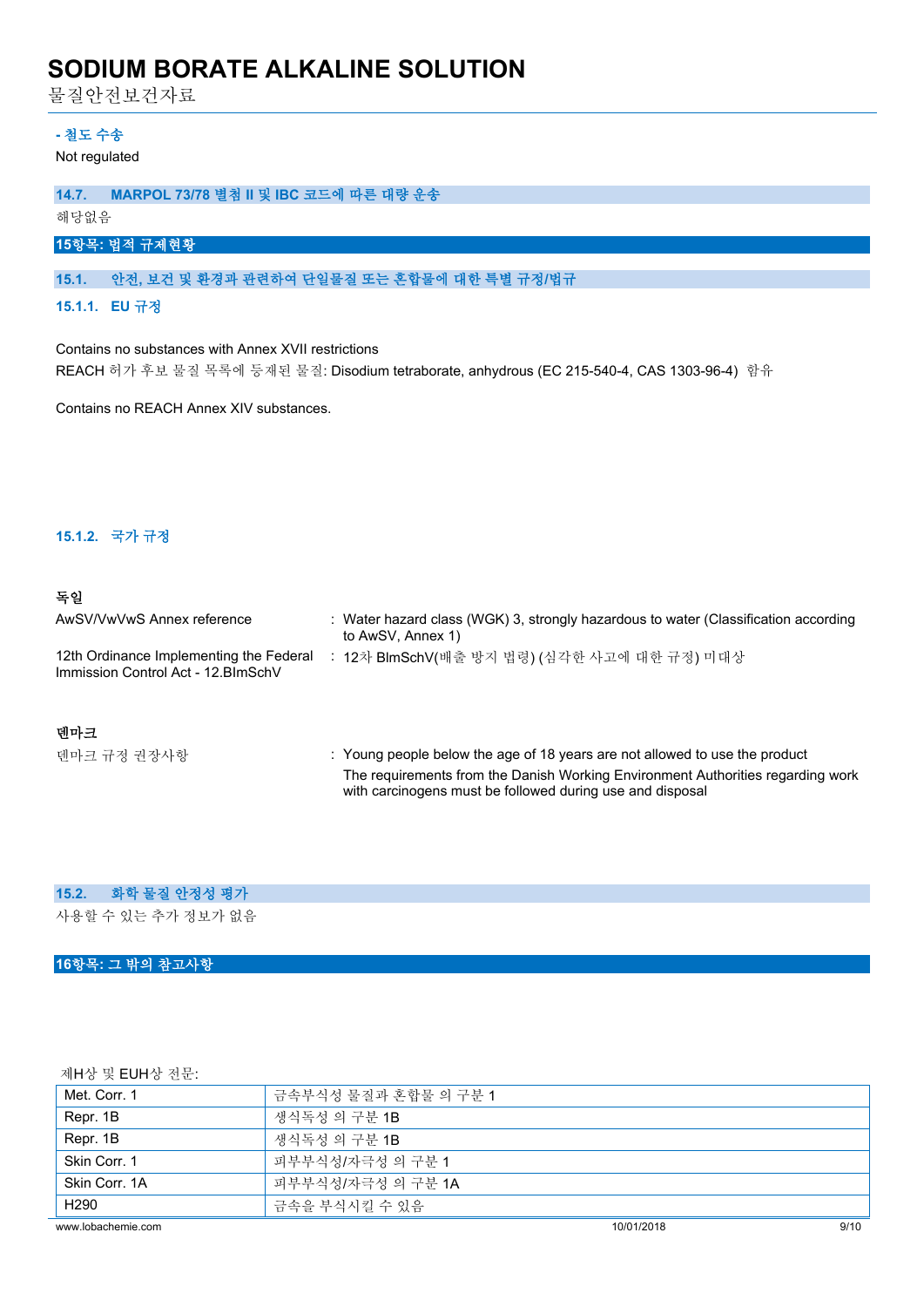**- 철도 수송**

Not regulated

### 14.7. MARPOL 73/78 별첨 II 및 IBC 코드에 따른 대량 운송

해당없음

## 15항목: 법적 규제현황

### 15.1. 안전, 보건 및 환경과 관련하여 단일물질 또는 혼합물에 대한 특별 규정/법규

#### 15.1.1. EU 규정

Contains no substances with Annex XVII restrictions

REACH 허가 후보 물질 목록에 등재된 물질: Disodium tetraborate, anhydrous (EC 215-540-4, CAS 1303-96-4) 함유

Contains no REACH Annex XIV substances.

#### 15.1.2. 국가 규정

**독일**

| | |
|---|---|
| AwSV/VwVwS Annex reference | : Water hazard class (WGK) 3, strongly hazardous to water (Classification according to AwSV, Annex 1) |
| 12th Ordinance Implementing the Federal Immission Control Act - 12.BImSchV | : 12차 BImSchV(배출 방지 법령) (심각한 사고에 대한 규정) 미대상 |

**덴마크**

| | |
|---|---|
| 덴마크 규정 권장사항 | : Young people below the age of 18 years are not allowed to use the product<br>The requirements from the Danish Working Environment Authorities regarding work with carcinogens must be followed during use and disposal |

### 15.2. 화학 물질 안정성 평가

사용할 수 있는 추가 정보가 없음

## 16항목: 그 밖의 참고사항

제H상 및 EUH상 전문:

| | |
|---|---|
| Met. Corr. 1 | 금속부식성 물질과 혼합물 의 구분 1 |
| Repr. 1B | 생식독성 의 구분 1B |
| Repr. 1B | 생식독성 의 구분 1B |
| Skin Corr. 1 | 피부부식성/자극성 의 구분 1 |
| Skin Corr. 1A | 피부부식성/자극성 의 구분 1A |
| H290 | 금속을 부식시킬 수 있음 |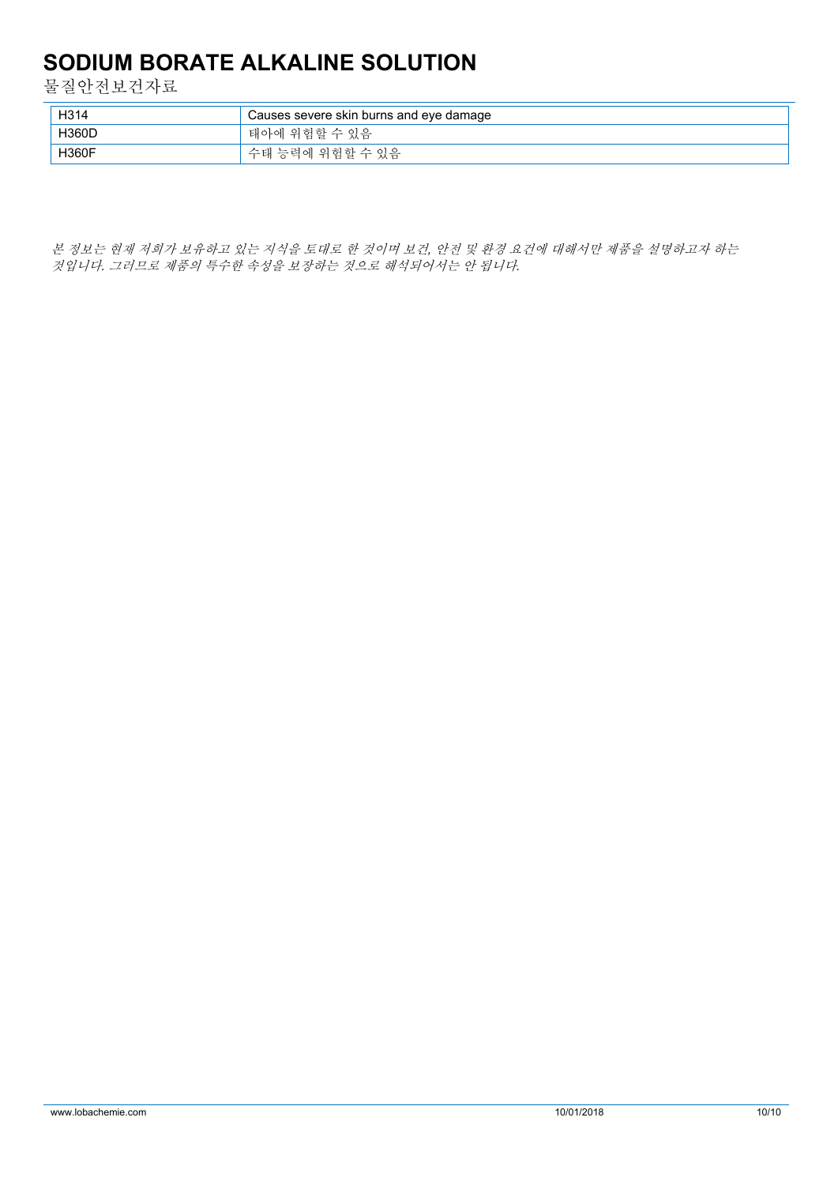| | |
|---|---|
| H314 | Causes severe skin burns and eye damage |
| H360D | 태아에 위험할 수 있음 |
| H360F | 수태 능력에 위험할 수 있음 |

*본 정보는 현재 저희가 보유하고 있는 지식을 토대로 한 것이며 보건, 안전 및 환경 요건에 대해서만 제품을 설명하고자 하는 것입니다. 그러므로 제품의 특수한 속성을 보장하는 것으로 해석되어서는 안 됩니다.*